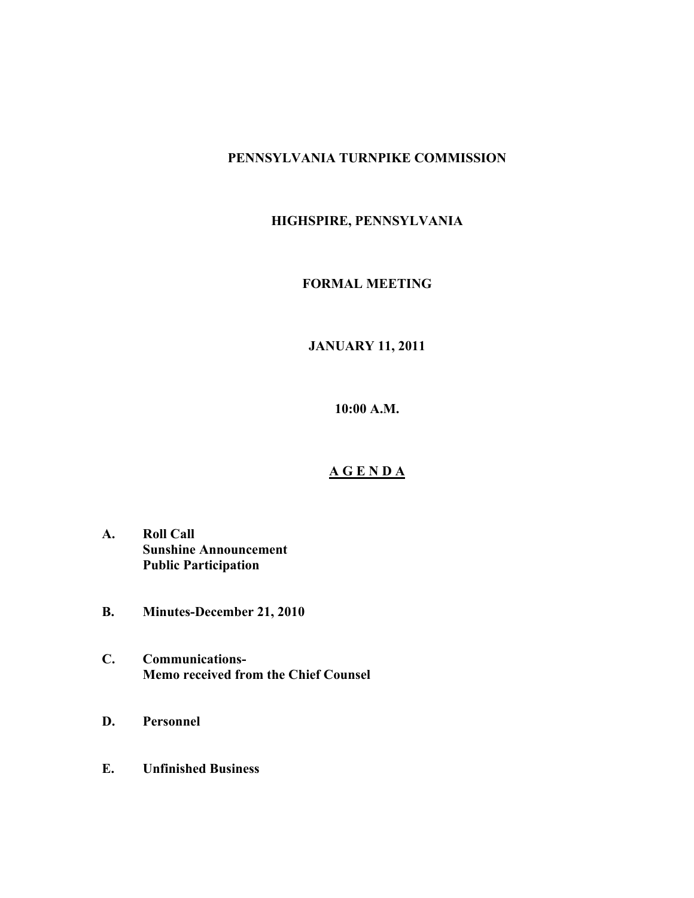**PENNSYLVANIA TURNPIKE COMMISSION**

**HIGHSPIRE, PENNSYLVANIA**

**FORMAL MEETING**

**JANUARY 11, 2011**

**10:00 A.M.**

**A G E N D A**

**A. Roll Call**
**Sunshine Announcement**
**Public Participation**

**B. Minutes-December 21, 2010**

**C. Communications-**
**Memo received from the Chief Counsel**

**D. Personnel**

**E. Unfinished Business**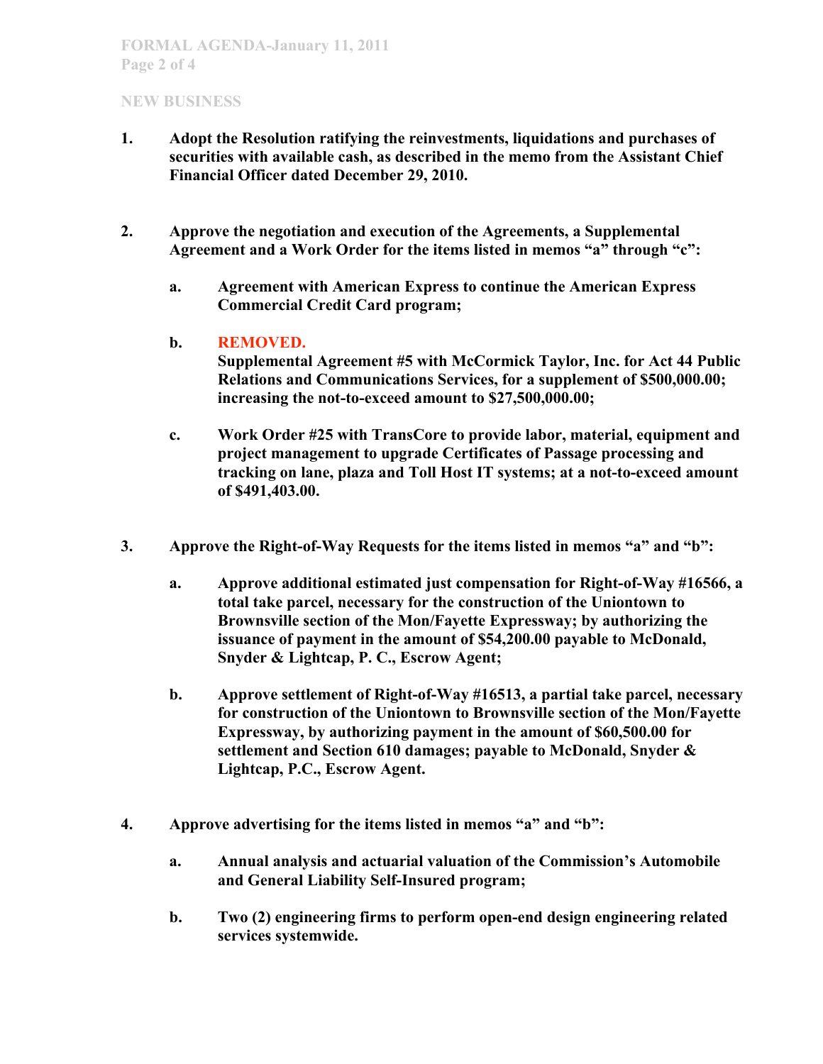## NEW BUSINESS

1. **Adopt the Resolution ratifying the reinvestments, liquidations and purchases of securities with available cash, as described in the memo from the Assistant Chief Financial Officer dated December 29, 2010.**

2. **Approve the negotiation and execution of the Agreements, a Supplemental Agreement and a Work Order for the items listed in memos "a" through "c":**

   a. **Agreement with American Express to continue the American Express Commercial Credit Card program;**

   b. **REMOVED.**
   **Supplemental Agreement #5 with McCormick Taylor, Inc. for Act 44 Public Relations and Communications Services, for a supplement of $500,000.00; increasing the not-to-exceed amount to $27,500,000.00;**

   c. **Work Order #25 with TransCore to provide labor, material, equipment and project management to upgrade Certificates of Passage processing and tracking on lane, plaza and Toll Host IT systems; at a not-to-exceed amount of $491,403.00.**

3. **Approve the Right-of-Way Requests for the items listed in memos "a" and "b":**

   a. **Approve additional estimated just compensation for Right-of-Way #16566, a total take parcel, necessary for the construction of the Uniontown to Brownsville section of the Mon/Fayette Expressway; by authorizing the issuance of payment in the amount of $54,200.00 payable to McDonald, Snyder & Lightcap, P. C., Escrow Agent;**

   b. **Approve settlement of Right-of-Way #16513, a partial take parcel, necessary for construction of the Uniontown to Brownsville section of the Mon/Fayette Expressway, by authorizing payment in the amount of $60,500.00 for settlement and Section 610 damages; payable to McDonald, Snyder & Lightcap, P.C., Escrow Agent.**

4. **Approve advertising for the items listed in memos "a" and "b":**

   a. **Annual analysis and actuarial valuation of the Commission's Automobile and General Liability Self-Insured program;**

   b. **Two (2) engineering firms to perform open-end design engineering related services systemwide.**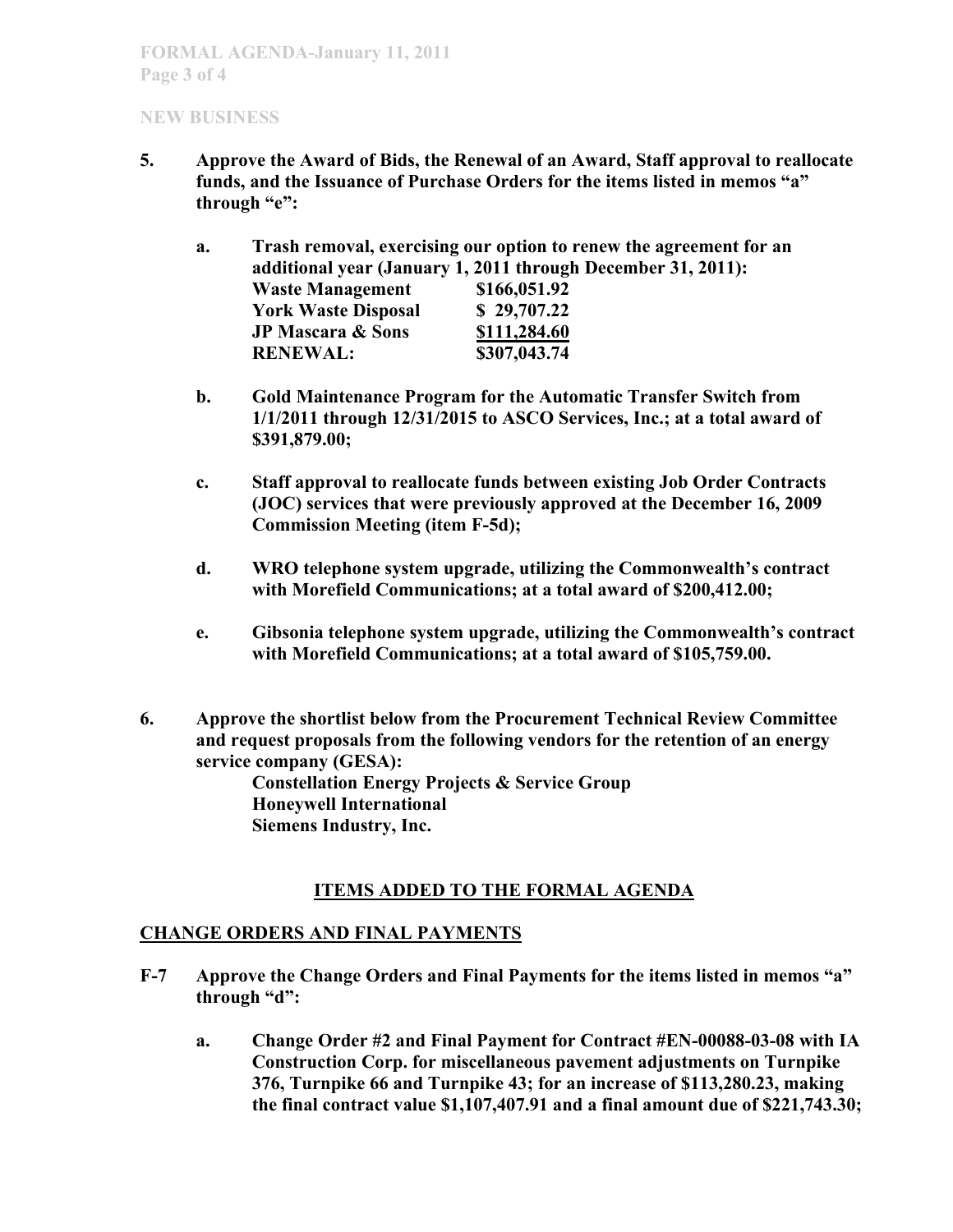## NEW BUSINESS

**5. Approve the Award of Bids, the Renewal of an Award, Staff approval to reallocate funds, and the Issuance of Purchase Orders for the items listed in memos "a" through "e":**

**a. Trash removal, exercising our option to renew the agreement for an additional year (January 1, 2011 through December 31, 2011):**

| | |
|---|---|
| **Waste Management** | **$166,051.92** |
| **York Waste Disposal** | **$ 29,707.22** |
| **JP Mascara & Sons** | **$111,284.60** |
| **RENEWAL:** | **$307,043.74** |

**b. Gold Maintenance Program for the Automatic Transfer Switch from 1/1/2011 through 12/31/2015 to ASCO Services, Inc.; at a total award of $391,879.00;**

**c. Staff approval to reallocate funds between existing Job Order Contracts (JOC) services that were previously approved at the December 16, 2009 Commission Meeting (item F-5d);**

**d. WRO telephone system upgrade, utilizing the Commonwealth's contract with Morefield Communications; at a total award of $200,412.00;**

**e. Gibsonia telephone system upgrade, utilizing the Commonwealth's contract with Morefield Communications; at a total award of $105,759.00.**

**6. Approve the shortlist below from the Procurement Technical Review Committee and request proposals from the following vendors for the retention of an energy service company (GESA):**

**Constellation Energy Projects & Service Group**
**Honeywell International**
**Siemens Industry, Inc.**

## ITEMS ADDED TO THE FORMAL AGENDA

### CHANGE ORDERS AND FINAL PAYMENTS

**F-7 Approve the Change Orders and Final Payments for the items listed in memos "a" through "d":**

**a. Change Order #2 and Final Payment for Contract #EN-00088-03-08 with IA Construction Corp. for miscellaneous pavement adjustments on Turnpike 376, Turnpike 66 and Turnpike 43; for an increase of $113,280.23, making the final contract value $1,107,407.91 and a final amount due of $221,743.30;**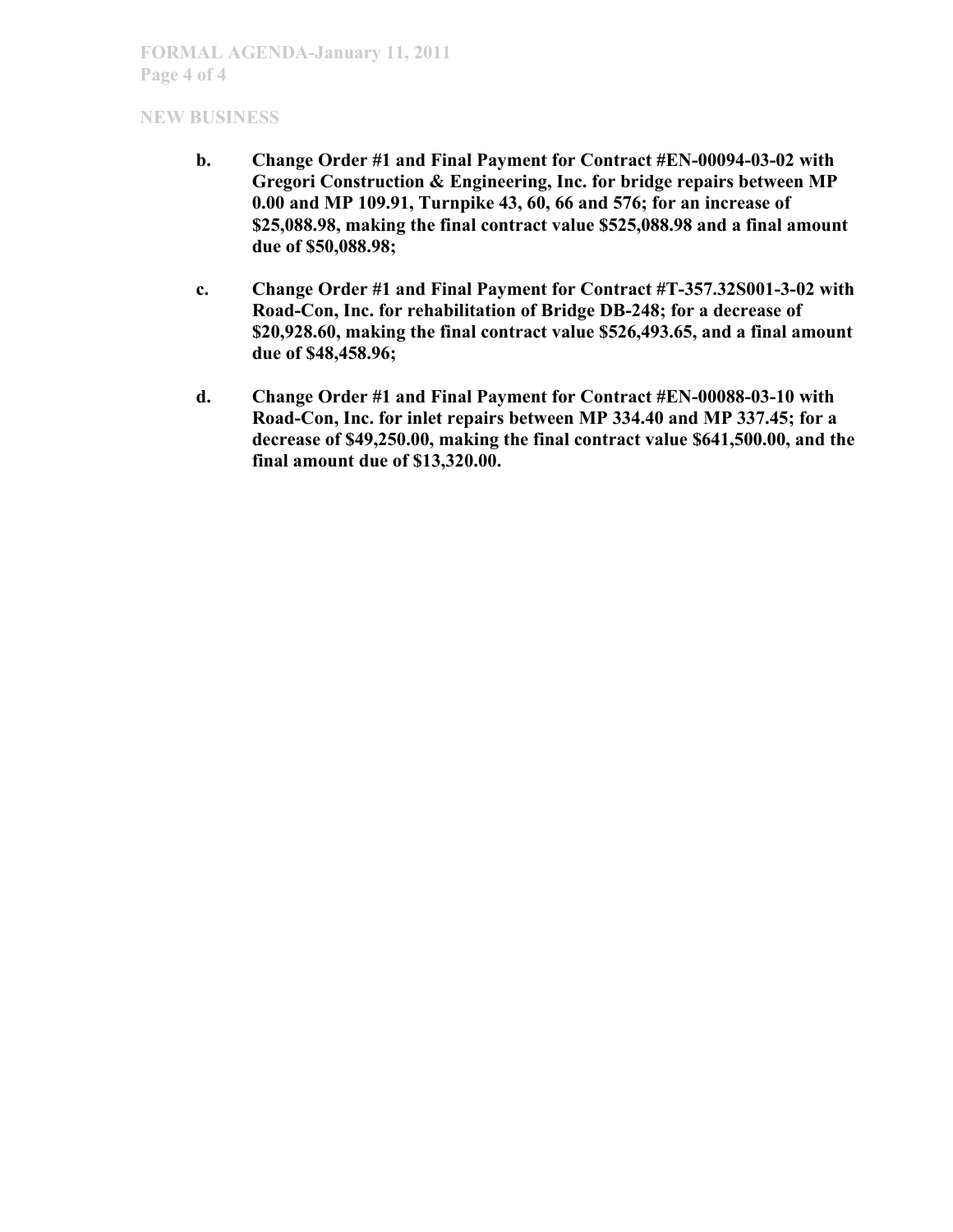**NEW BUSINESS**

b. **Change Order #1 and Final Payment for Contract #EN-00094-03-02 with Gregori Construction & Engineering, Inc. for bridge repairs between MP 0.00 and MP 109.91, Turnpike 43, 60, 66 and 576; for an increase of $25,088.98, making the final contract value $525,088.98 and a final amount due of $50,088.98;**

c. **Change Order #1 and Final Payment for Contract #T-357.32S001-3-02 with Road-Con, Inc. for rehabilitation of Bridge DB-248; for a decrease of $20,928.60, making the final contract value $526,493.65, and a final amount due of $48,458.96;**

d. **Change Order #1 and Final Payment for Contract #EN-00088-03-10 with Road-Con, Inc. for inlet repairs between MP 334.40 and MP 337.45; for a decrease of $49,250.00, making the final contract value $641,500.00, and the final amount due of $13,320.00.**